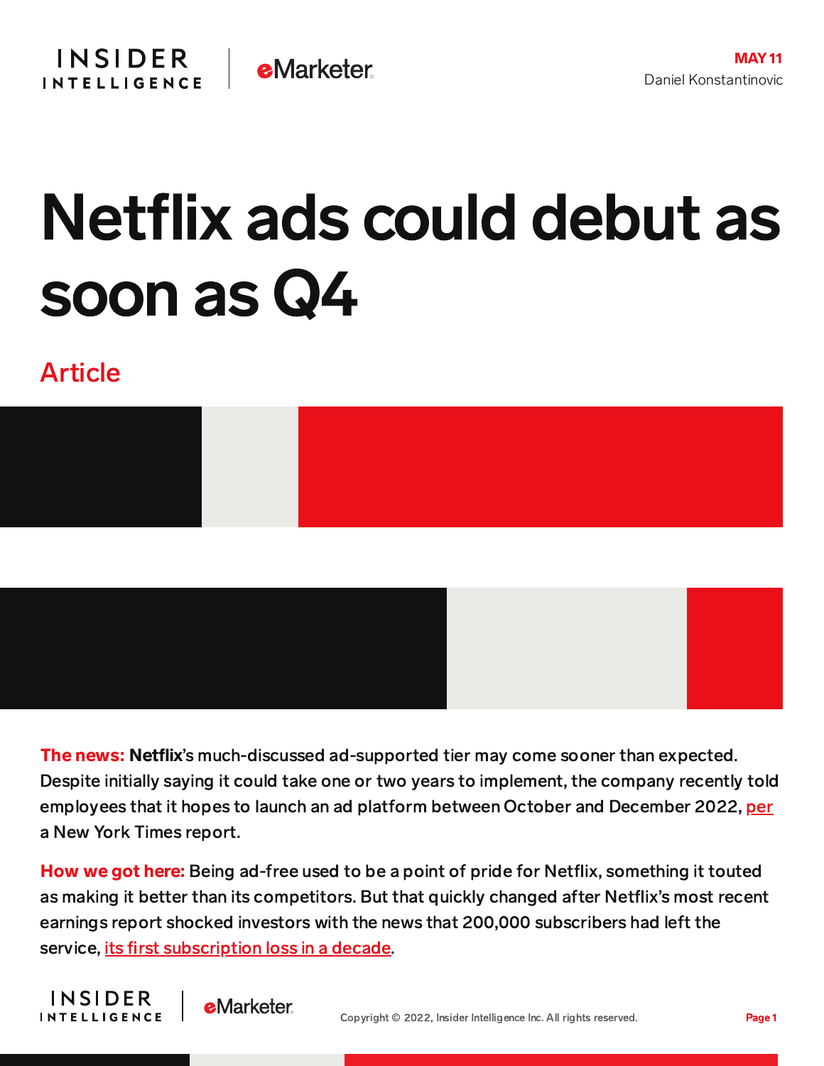MAY 11
Daniel Konstantinovic

# Netflix ads could debut as soon as Q4

Article

**The news:** **Netflix**'s much-discussed ad-supported tier may come sooner than expected. Despite initially saying it could take one or two years to implement, the company recently told employees that it hopes to launch an ad platform between October and December 2022, per a New York Times report.

**How we got here:** Being ad-free used to be a point of pride for Netflix, something it touted as making it better than its competitors. But that quickly changed after Netflix's most recent earnings report shocked investors with the news that 200,000 subscribers had left the service, its first subscription loss in a decade.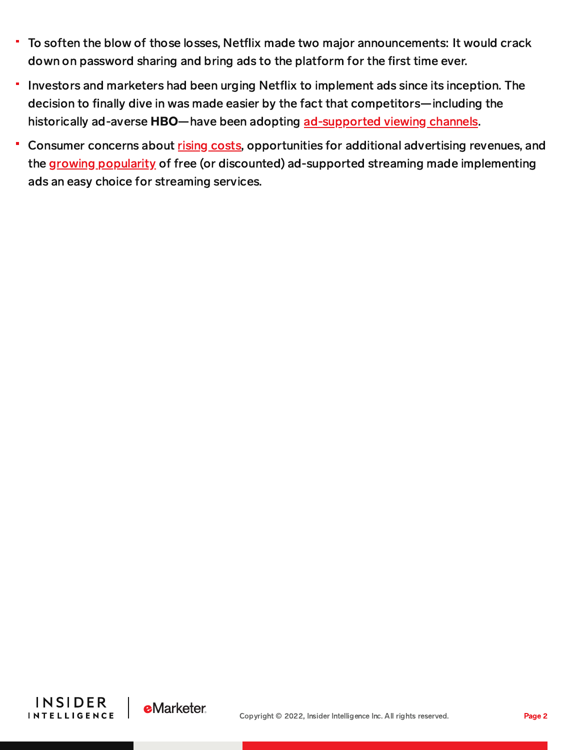- To soften the blow of those losses, Netflix made two major announcements: It would crack down on password sharing and bring ads to the platform for the first time ever.
- Investors and marketers had been urging Netflix to implement ads since its inception. The decision to finally dive in was made easier by the fact that competitors—including the historically ad-averse **HBO**—have been adopting ad-supported viewing channels.
- Consumer concerns about rising costs, opportunities for additional advertising revenues, and the growing popularity of free (or discounted) ad-supported streaming made implementing ads an easy choice for streaming services.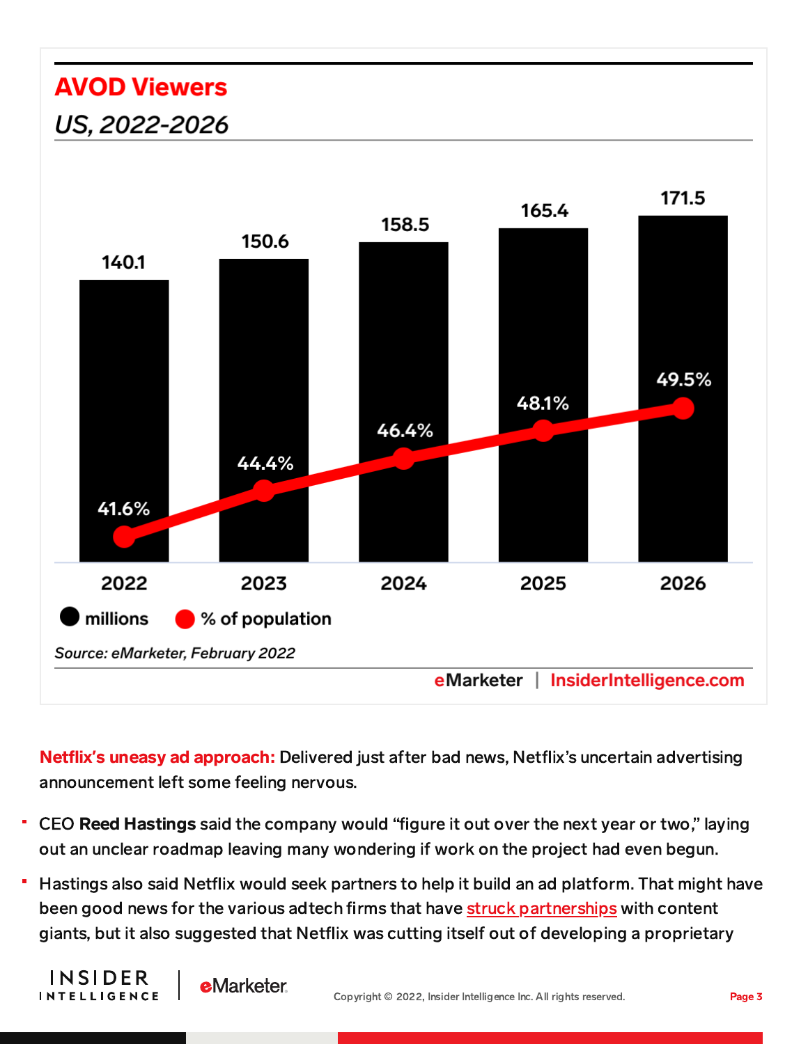## AVOD Viewers

*US, 2022-2026*

| Year | millions | % of population |
| --- | --- | --- |
| 2022 | 140.1 | 41.6% |
| 2023 | 150.6 | 44.4% |
| 2024 | 158.5 | 46.4% |
| 2025 | 165.4 | 48.1% |
| 2026 | 171.5 | 49.5% |

*Source: eMarketer, February 2022*

eMarketer | InsiderIntelligence.com

**Netflix's uneasy ad approach:** Delivered just after bad news, Netflix's uncertain advertising announcement left some feeling nervous.

- CEO **Reed Hastings** said the company would "figure it out over the next year or two," laying out an unclear roadmap leaving many wondering if work on the project had even begun.
- Hastings also said Netflix would seek partners to help it build an ad platform. That might have been good news for the various adtech firms that have struck partnerships with content giants, but it also suggested that Netflix was cutting itself out of developing a proprietary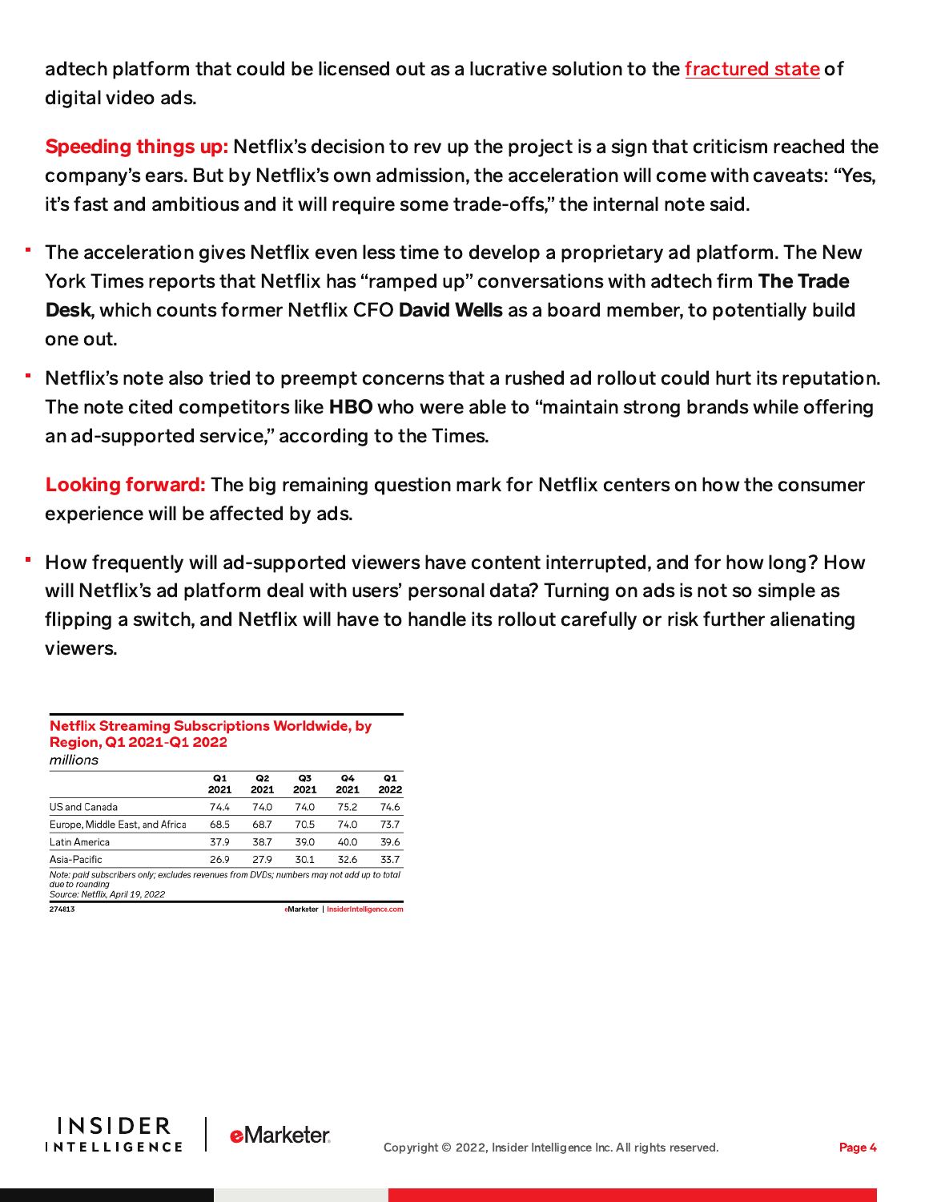adtech platform that could be licensed out as a lucrative solution to the fractured state of digital video ads.

**Speeding things up:** Netflix's decision to rev up the project is a sign that criticism reached the company's ears. But by Netflix's own admission, the acceleration will come with caveats: "Yes, it's fast and ambitious and it will require some trade-offs," the internal note said.

- The acceleration gives Netflix even less time to develop a proprietary ad platform. The New York Times reports that Netflix has "ramped up" conversations with adtech firm **The Trade Desk**, which counts former Netflix CFO **David Wells** as a board member, to potentially build one out.
- Netflix's note also tried to preempt concerns that a rushed ad rollout could hurt its reputation. The note cited competitors like **HBO** who were able to "maintain strong brands while offering an ad-supported service," according to the Times.

**Looking forward:** The big remaining question mark for Netflix centers on how the consumer experience will be affected by ads.

- How frequently will ad-supported viewers have content interrupted, and for how long? How will Netflix's ad platform deal with users' personal data? Turning on ads is not so simple as flipping a switch, and Netflix will have to handle its rollout carefully or risk further alienating viewers.

**Netflix Streaming Subscriptions Worldwide, by Region, Q1 2021-Q1 2022**
*millions*

| | Q1 2021 | Q2 2021 | Q3 2021 | Q4 2021 | Q1 2022 |
|---|---|---|---|---|---|
| US and Canada | 74.4 | 74.0 | 74.0 | 75.2 | 74.6 |
| Europe, Middle East, and Africa | 68.5 | 68.7 | 70.5 | 74.0 | 73.7 |
| Latin America | 37.9 | 38.7 | 39.0 | 40.0 | 39.6 |
| Asia-Pacific | 26.9 | 27.9 | 30.1 | 32.6 | 33.7 |

*Note: paid subscribers only; excludes revenues from DVDs; numbers may not add up to total due to rounding*
*Source: Netflix, April 19, 2022*

274813 eMarketer | InsiderIntelligence.com